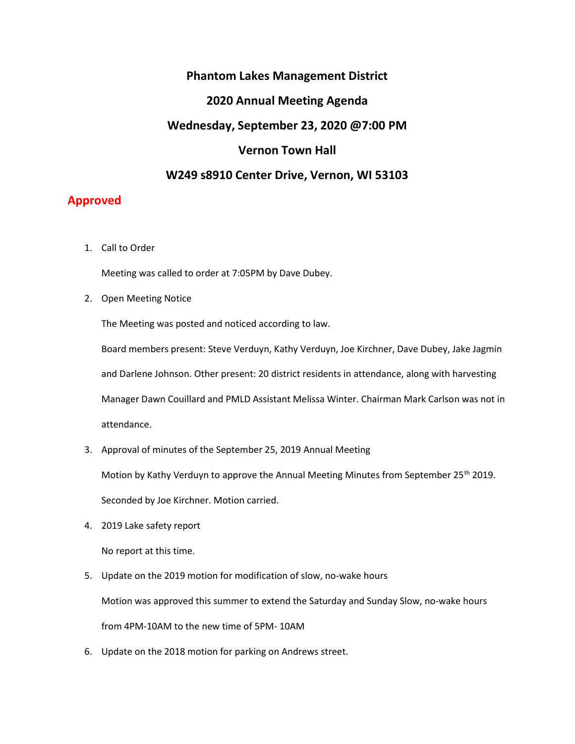# Phantom Lakes Management District

## 2020 Annual Meeting Agenda

## Wednesday, September 23, 2020 @7:00 PM

## Vernon Town Hall

## W249 s8910 Center Drive, Vernon, WI 53103

**Approved**

1. Call to Order

   Meeting was called to order at 7:05PM by Dave Dubey.

2. Open Meeting Notice

   The Meeting was posted and noticed according to law.

   Board members present: Steve Verduyn, Kathy Verduyn, Joe Kirchner, Dave Dubey, Jake Jagmin and Darlene Johnson. Other present: 20 district residents in attendance, along with harvesting Manager Dawn Couillard and PMLD Assistant Melissa Winter. Chairman Mark Carlson was not in attendance.

3. Approval of minutes of the September 25, 2019 Annual Meeting

   Motion by Kathy Verduyn to approve the Annual Meeting Minutes from September 25th 2019. Seconded by Joe Kirchner. Motion carried.

4. 2019 Lake safety report

   No report at this time.

5. Update on the 2019 motion for modification of slow, no-wake hours

   Motion was approved this summer to extend the Saturday and Sunday Slow, no-wake hours from 4PM-10AM to the new time of 5PM- 10AM

6. Update on the 2018 motion for parking on Andrews street.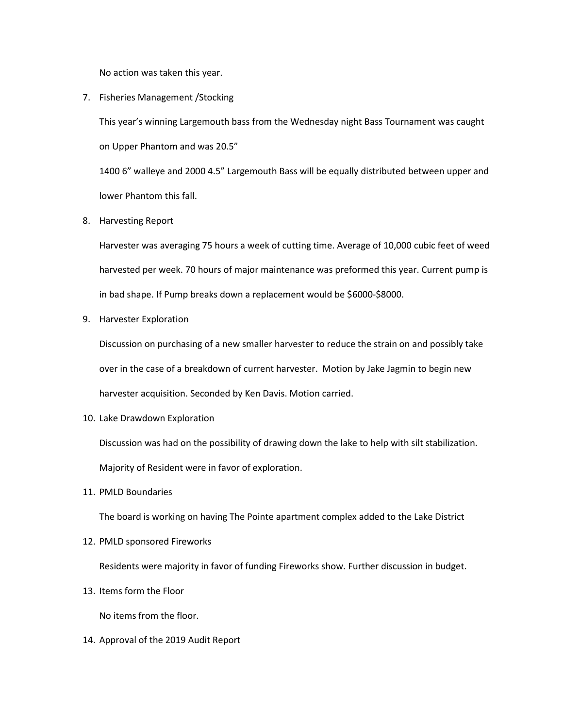No action was taken this year.

7. Fisheries Management /Stocking

   This year's winning Largemouth bass from the Wednesday night Bass Tournament was caught on Upper Phantom and was 20.5"

   1400 6" walleye and 2000 4.5" Largemouth Bass will be equally distributed between upper and lower Phantom this fall.

8. Harvesting Report

   Harvester was averaging 75 hours a week of cutting time. Average of 10,000 cubic feet of weed harvested per week. 70 hours of major maintenance was preformed this year. Current pump is in bad shape. If Pump breaks down a replacement would be $6000-$8000.

9. Harvester Exploration

   Discussion on purchasing of a new smaller harvester to reduce the strain on and possibly take over in the case of a breakdown of current harvester. Motion by Jake Jagmin to begin new harvester acquisition. Seconded by Ken Davis. Motion carried.

10. Lake Drawdown Exploration

    Discussion was had on the possibility of drawing down the lake to help with silt stabilization. Majority of Resident were in favor of exploration.

11. PMLD Boundaries

    The board is working on having The Pointe apartment complex added to the Lake District

12. PMLD sponsored Fireworks

    Residents were majority in favor of funding Fireworks show. Further discussion in budget.

13. Items form the Floor

    No items from the floor.

14. Approval of the 2019 Audit Report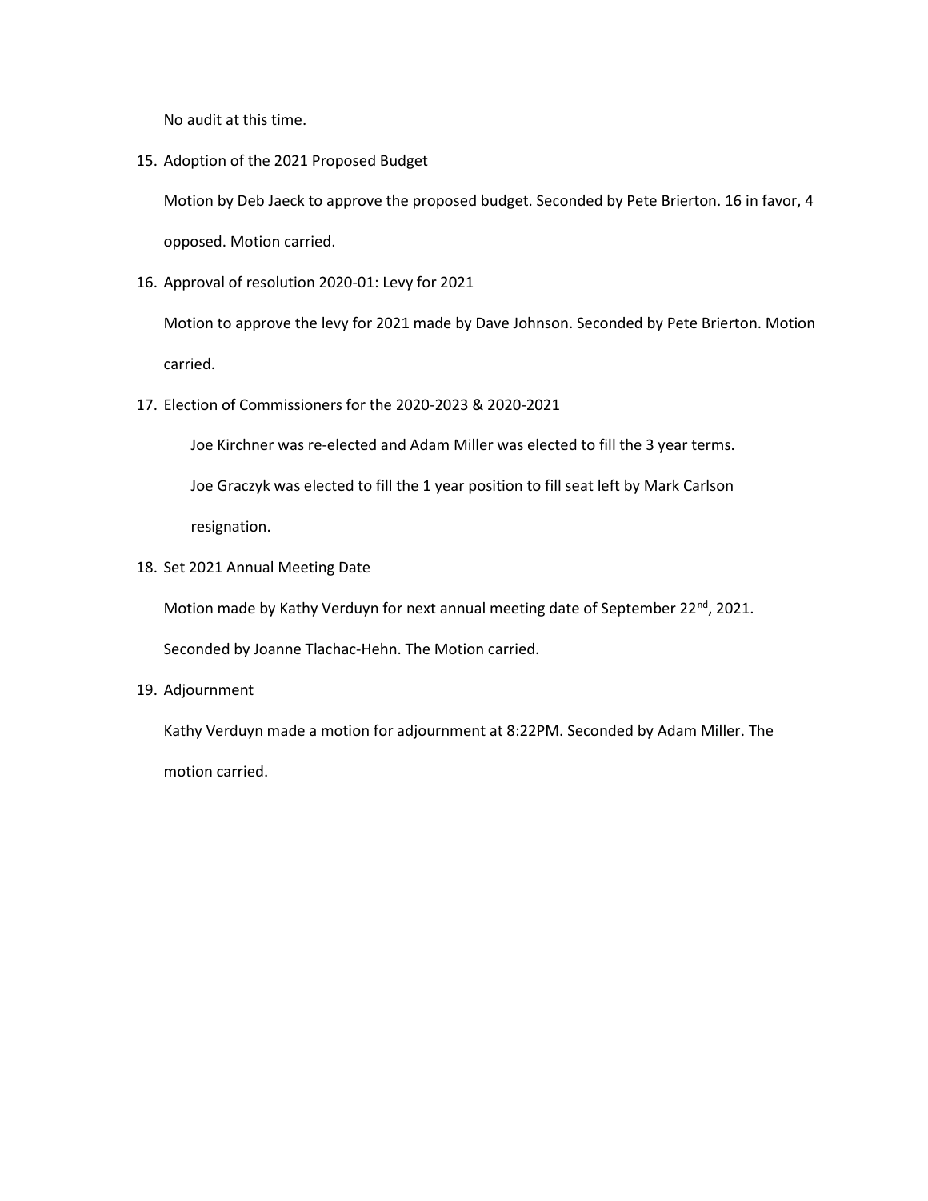No audit at this time.

15. Adoption of the 2021 Proposed Budget

    Motion by Deb Jaeck to approve the proposed budget. Seconded by Pete Brierton. 16 in favor, 4 opposed. Motion carried.

16. Approval of resolution 2020-01: Levy for 2021

    Motion to approve the levy for 2021 made by Dave Johnson. Seconded by Pete Brierton. Motion carried.

17. Election of Commissioners for the 2020-2023 & 2020-2021

    Joe Kirchner was re-elected and Adam Miller was elected to fill the 3 year terms.

    Joe Graczyk was elected to fill the 1 year position to fill seat left by Mark Carlson resignation.

18. Set 2021 Annual Meeting Date

    Motion made by Kathy Verduyn for next annual meeting date of September 22nd, 2021. Seconded by Joanne Tlachac-Hehn. The Motion carried.

19. Adjournment

    Kathy Verduyn made a motion for adjournment at 8:22PM. Seconded by Adam Miller. The motion carried.